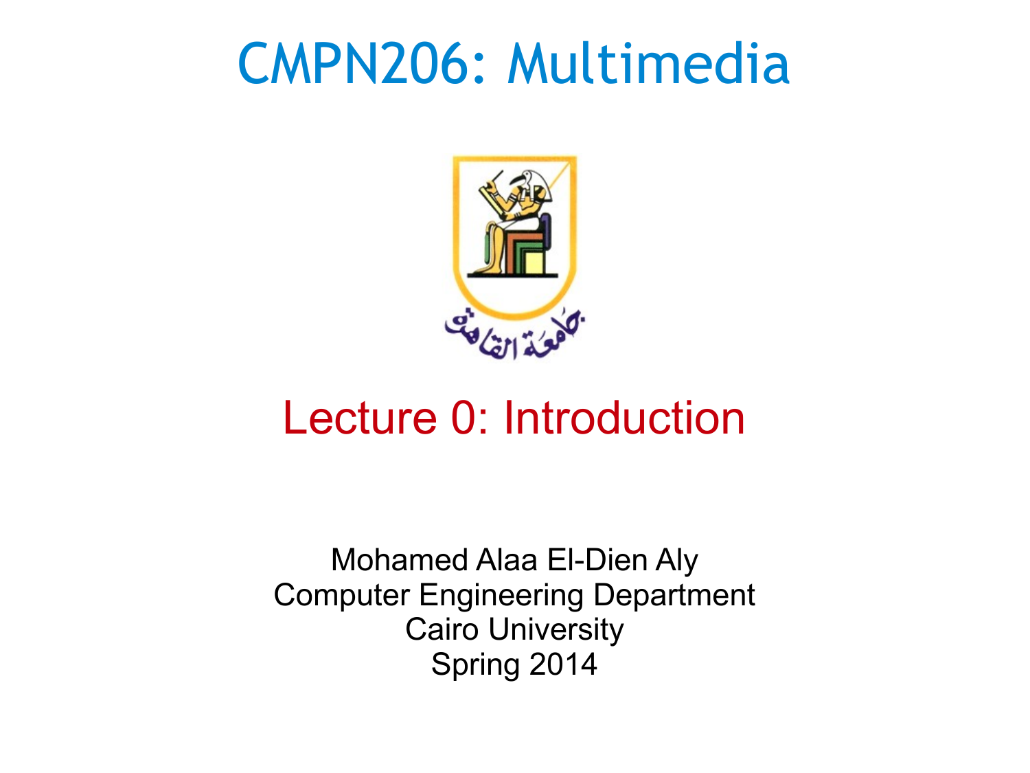# CMPN206: Multimedia

جامعة القاهرة

## Lecture 0: Introduction

Mohamed Alaa El-Dien Aly
Computer Engineering Department
Cairo University
Spring 2014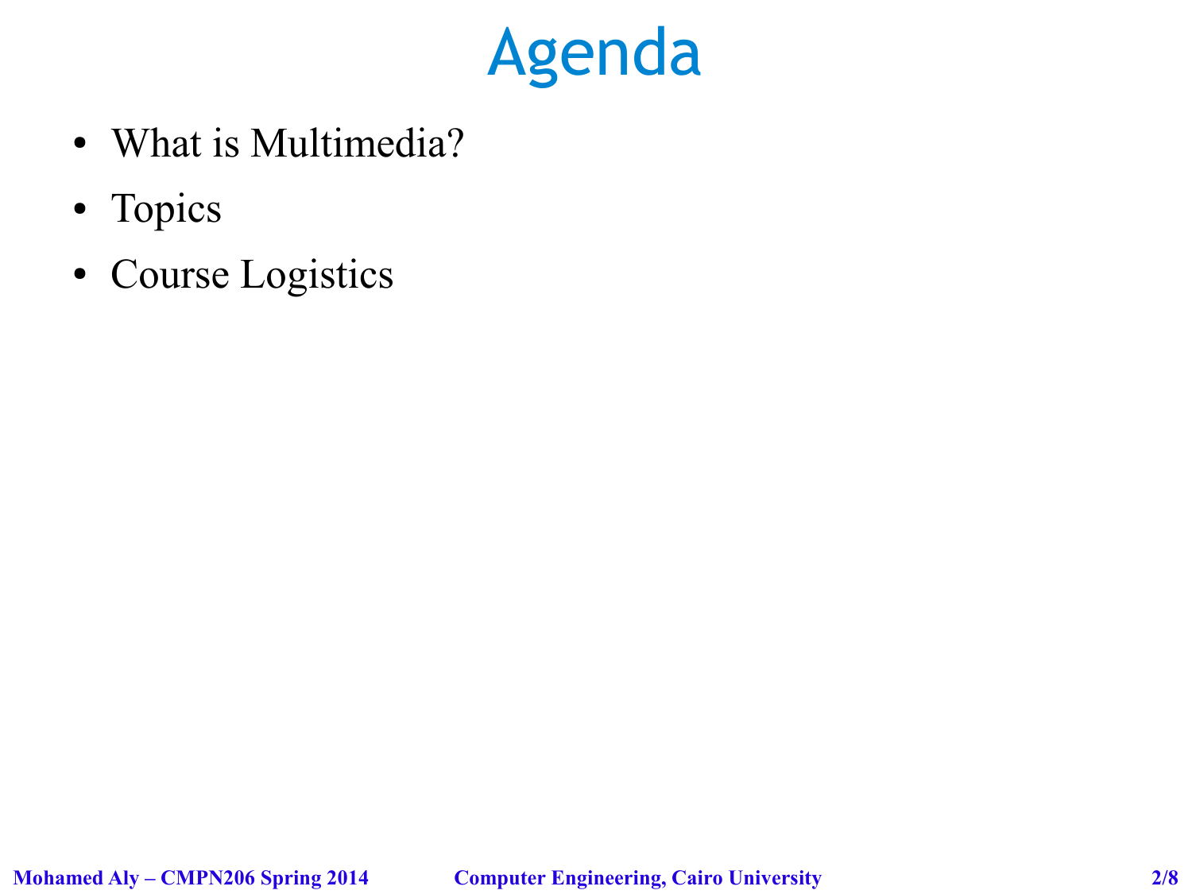# Agenda

- What is Multimedia?
- Topics
- Course Logistics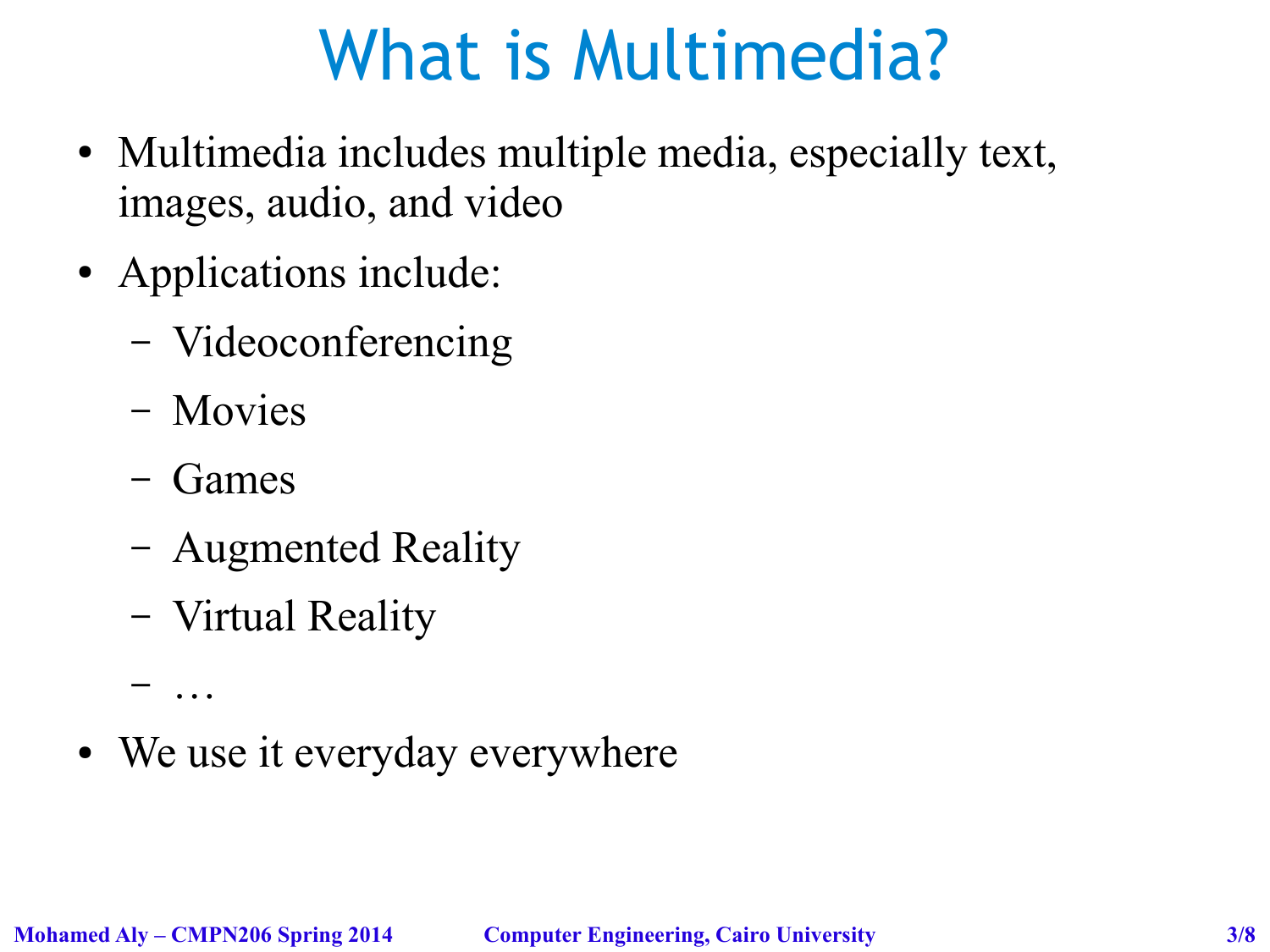# What is Multimedia?

- Multimedia includes multiple media, especially text, images, audio, and video
- Applications include:
  - Videoconferencing
  - Movies
  - Games
  - Augmented Reality
  - Virtual Reality
  - …
- We use it everyday everywhere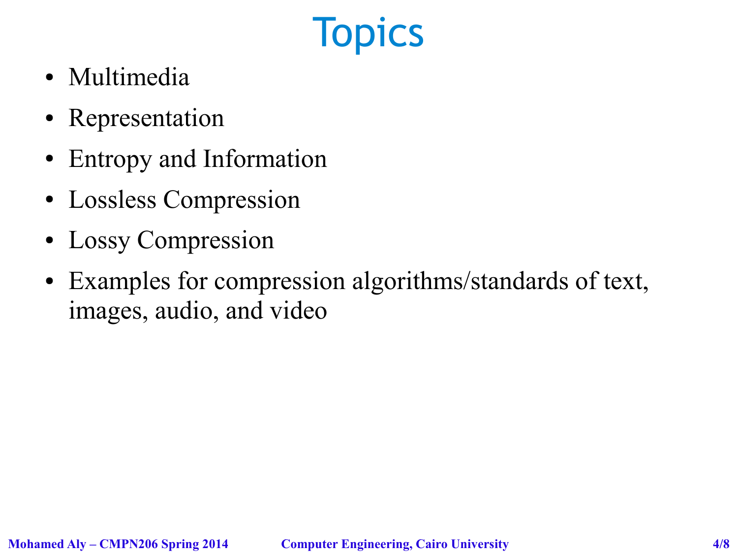# Topics

- Multimedia
- Representation
- Entropy and Information
- Lossless Compression
- Lossy Compression
- Examples for compression algorithms/standards of text, images, audio, and video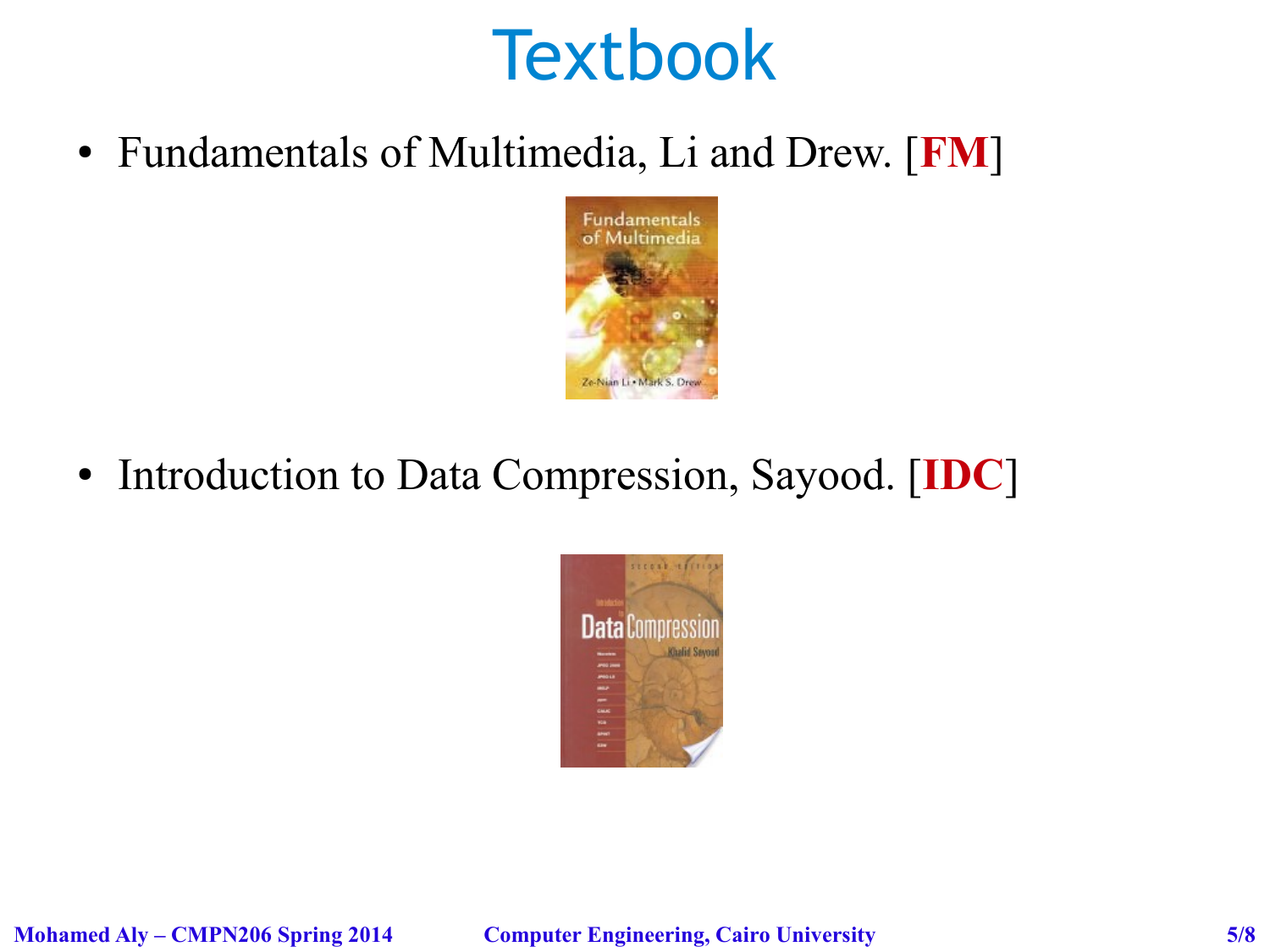# Textbook

- Fundamentals of Multimedia, Li and Drew. [**FM**]
- Introduction to Data Compression, Sayood. [**IDC**]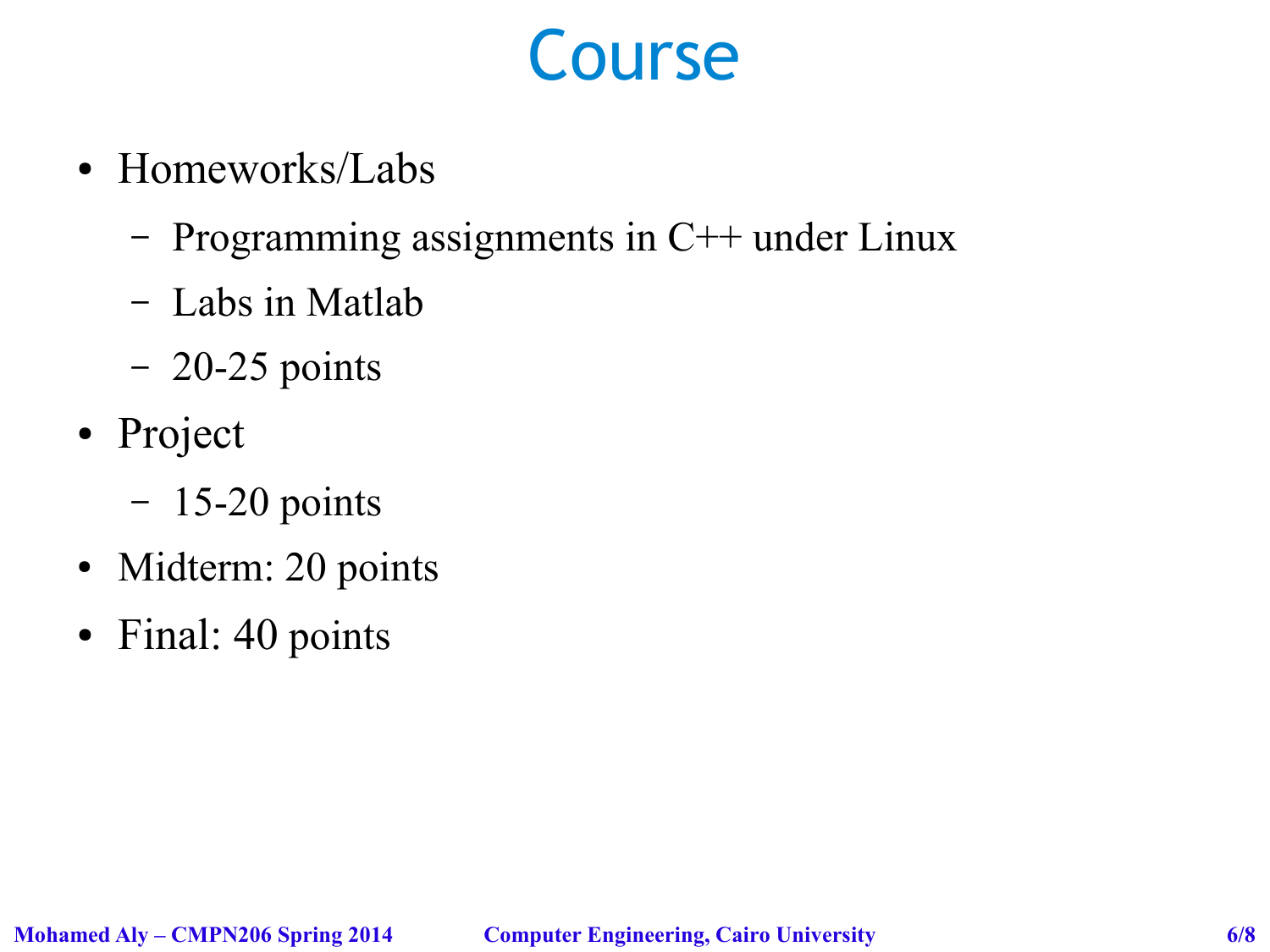# Course

- Homeworks/Labs
  - Programming assignments in C++ under Linux
  - Labs in Matlab
  - 20-25 points
- Project
  - 15-20 points
- Midterm: 20 points
- Final: 40 points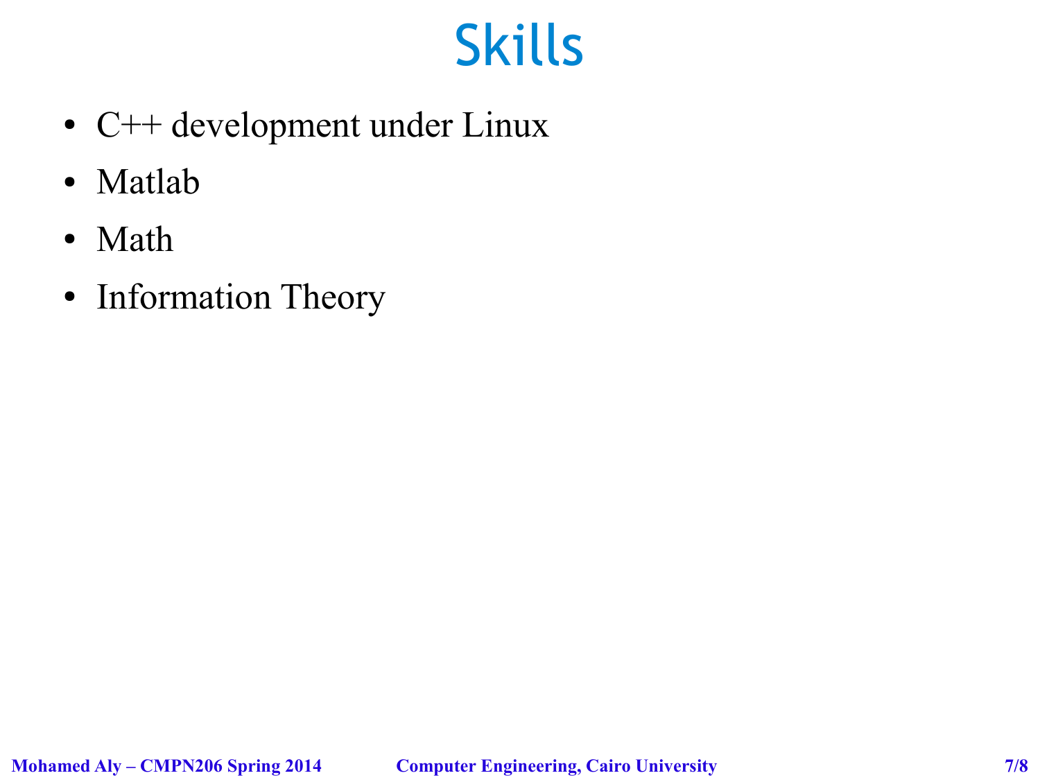# Skills

- C++ development under Linux
- Matlab
- Math
- Information Theory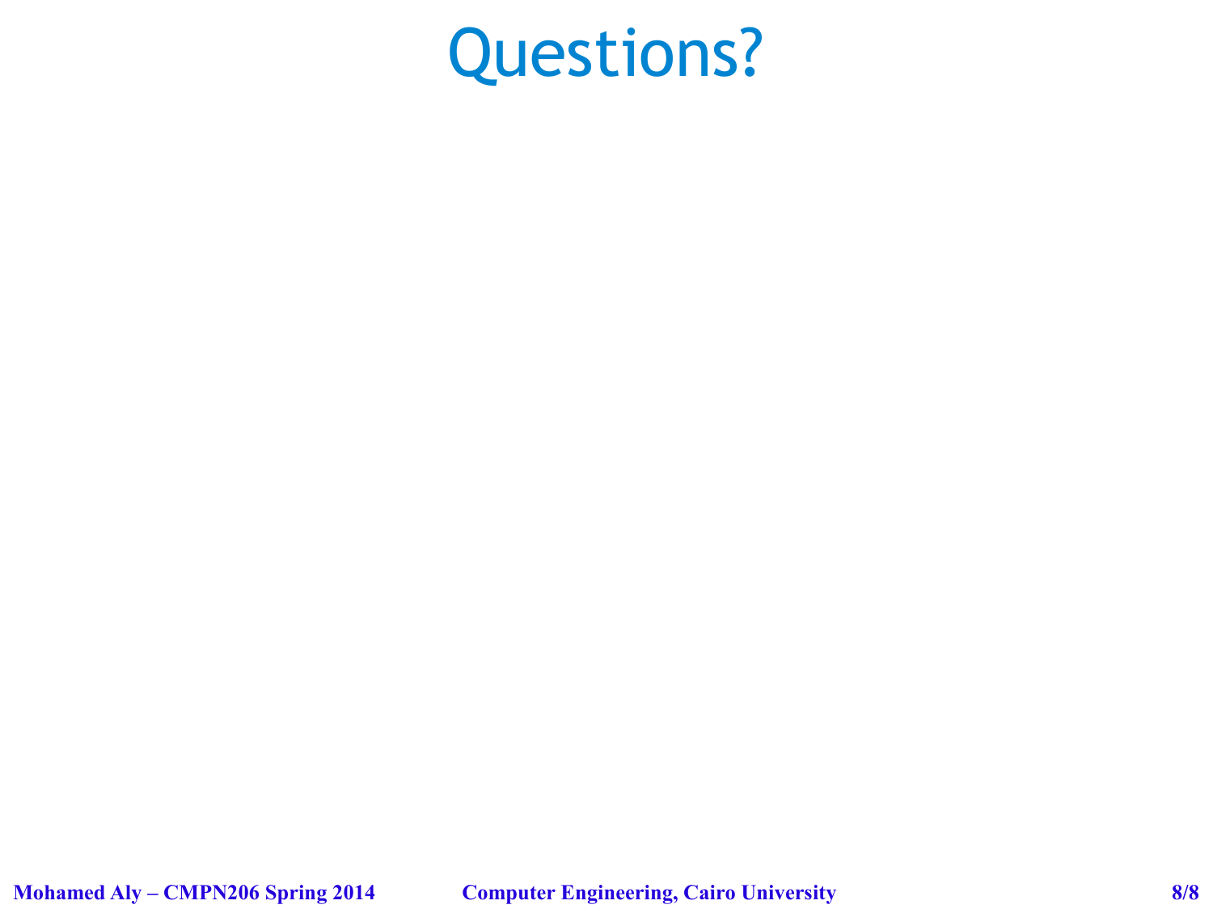# Questions?